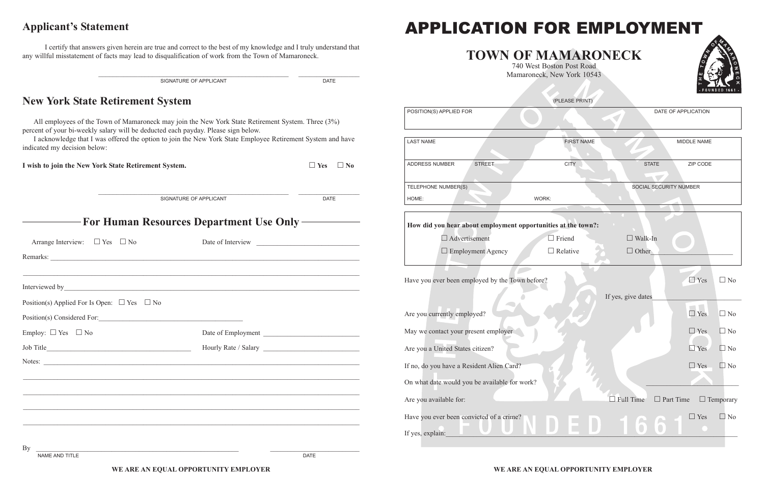## Applicant's Statement

I certify that answers given herein are true and correct to the best of my knowledge and I truly understand that any willful misstatement of facts may lead to disqualification of work from the Town of Mamaroneck.

SIGNATURE OF APPLICANT ______________________ DATE ____________

## New York State Retirement System

All employees of the Town of Mamaroneck may join the New York State Retirement System. Three (3%) percent of your bi-weekly salary will be deducted each payday. Please sign below.

I acknowledge that I was offered the option to join the New York State Employee Retirement System and have indicated my decision below:

**I wish to join the New York State Retirement System.** ☐ **Yes** ☐ **No**

SIGNATURE OF APPLICANT ______________________ DATE ____________

## For Human Resources Department Use Only

Arrange Interview: ☐ Yes ☐ No Date of Interview ______________________

Remarks: ______________________________________________

Interviewed by______________________________________________

Position(s) Applied For Is Open: ☐ Yes ☐ No

Position(s) Considered For:______________________

Employ: ☐ Yes ☐ No Date of Employment ______________________

Job Title______________________ Hourly Rate / Salary ______________________

Notes: ______________________________________________

By ______________________ DATE ____________

NAME AND TITLE

**WE ARE AN EQUAL OPPORTUNITY EMPLOYER**

# APPLICATION FOR EMPLOYMENT

## TOWN OF MAMARONECK

740 West Boston Post Road
Mamaroneck, New York 10543

(PLEASE PRINT)

| POSITION(S) APPLIED FOR | | | DATE OF APPLICATION |
|---|---|---|---|
| LAST NAME | | FIRST NAME | MIDDLE NAME |
| ADDRESS NUMBER | STREET | CITY | STATE / ZIP CODE |
| TELEPHONE NUMBER(S) HOME: | WORK: | | SOCIAL SECURITY NUMBER |

**How did you hear about employment opportunities at the town?:**

☐ Advertisement ☐ Friend ☐ Walk-In
☐ Employment Agency ☐ Relative ☐ Other______________________

Have you ever been employed by the Town before? ☐ Yes ☐ No

If yes, give dates______________________

Are you currently employed? ☐ Yes ☐ No

May we contact your present employer ☐ Yes ☐ No

Are you a United States citizen? ☐ Yes ☐ No

If no, do you have a Resident Alien Card? ☐ Yes ☐ No

On what date would you be available for work? ______________________

Are you available for: ☐ Full Time ☐ Part Time ☐ Temporary

Have you ever been convicted of a crime? ☐ Yes ☐ No

If yes, explain:______________________________________________

**WE ARE AN EQUAL OPPORTUNITY EMPLOYER**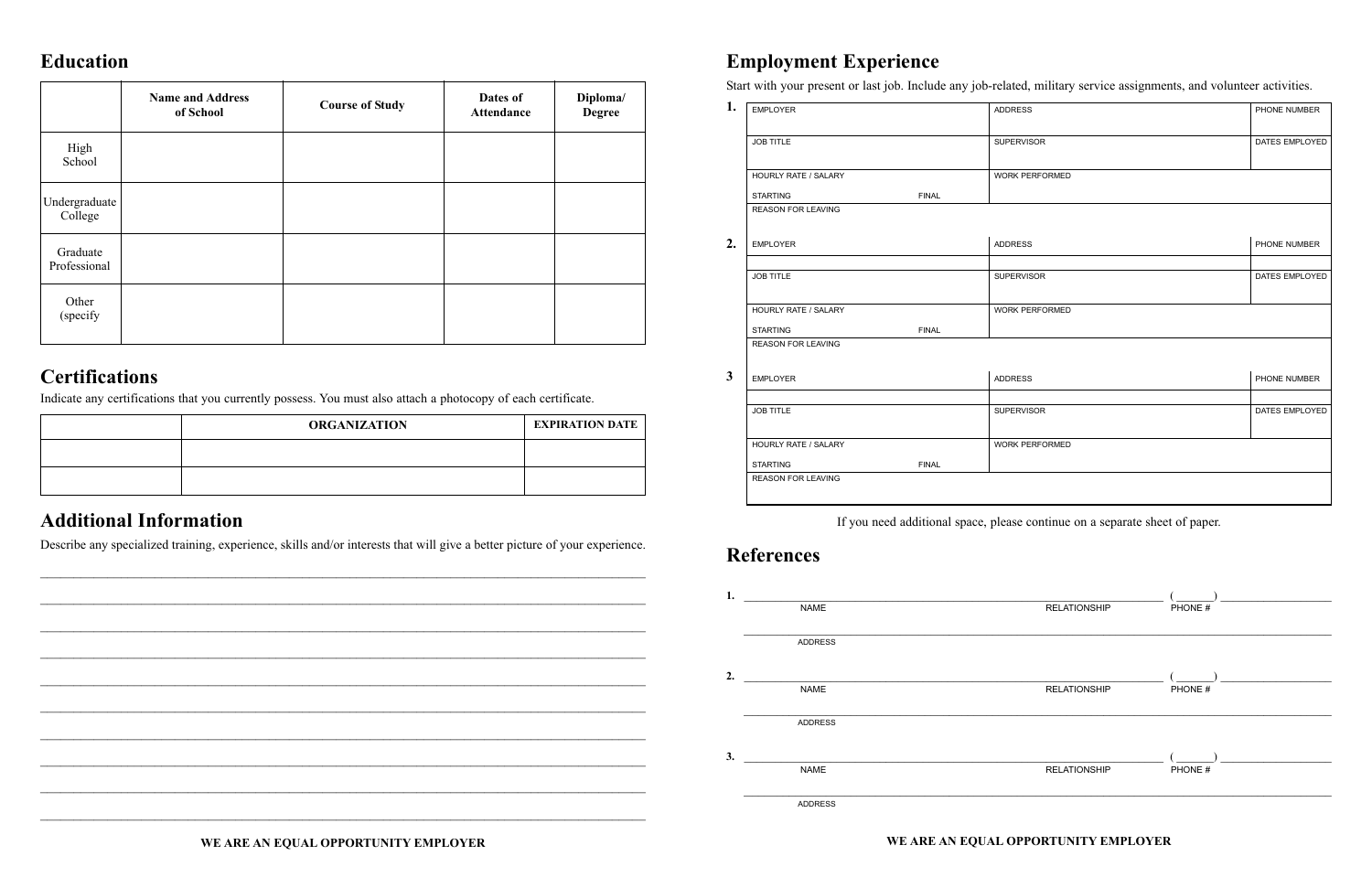## Education

| | Name and Address of School | Course of Study | Dates of Attendance | Diploma/ Degree |
|---|---|---|---|---|
| High School | | | | |
| Undergraduate College | | | | |
| Graduate Professional | | | | |
| Other (specify | | | | |

## Certifications

Indicate any certifications that you currently possess. You must also attach a photocopy of each certificate.

| | ORGANIZATION | EXPIRATION DATE |
|---|---|---|
| | | |
| | | |

## Additional Information

Describe any specialized training, experience, skills and/or interests that will give a better picture of your experience.

\_\_\_\_\_\_\_\_\_\_\_\_\_\_\_\_\_\_\_\_\_\_\_\_\_\_\_\_\_\_\_\_\_\_\_\_\_\_\_\_\_\_\_\_\_\_\_\_\_\_\_\_\_\_\_\_\_\_\_\_\_\_\_\_\_\_\_\_\_\_\_\_\_\_\_\_\_\_

\_\_\_\_\_\_\_\_\_\_\_\_\_\_\_\_\_\_\_\_\_\_\_\_\_\_\_\_\_\_\_\_\_\_\_\_\_\_\_\_\_\_\_\_\_\_\_\_\_\_\_\_\_\_\_\_\_\_\_\_\_\_\_\_\_\_\_\_\_\_\_\_\_\_\_\_\_\_

\_\_\_\_\_\_\_\_\_\_\_\_\_\_\_\_\_\_\_\_\_\_\_\_\_\_\_\_\_\_\_\_\_\_\_\_\_\_\_\_\_\_\_\_\_\_\_\_\_\_\_\_\_\_\_\_\_\_\_\_\_\_\_\_\_\_\_\_\_\_\_\_\_\_\_\_\_\_

\_\_\_\_\_\_\_\_\_\_\_\_\_\_\_\_\_\_\_\_\_\_\_\_\_\_\_\_\_\_\_\_\_\_\_\_\_\_\_\_\_\_\_\_\_\_\_\_\_\_\_\_\_\_\_\_\_\_\_\_\_\_\_\_\_\_\_\_\_\_\_\_\_\_\_\_\_\_

\_\_\_\_\_\_\_\_\_\_\_\_\_\_\_\_\_\_\_\_\_\_\_\_\_\_\_\_\_\_\_\_\_\_\_\_\_\_\_\_\_\_\_\_\_\_\_\_\_\_\_\_\_\_\_\_\_\_\_\_\_\_\_\_\_\_\_\_\_\_\_\_\_\_\_\_\_\_

\_\_\_\_\_\_\_\_\_\_\_\_\_\_\_\_\_\_\_\_\_\_\_\_\_\_\_\_\_\_\_\_\_\_\_\_\_\_\_\_\_\_\_\_\_\_\_\_\_\_\_\_\_\_\_\_\_\_\_\_\_\_\_\_\_\_\_\_\_\_\_\_\_\_\_\_\_\_

\_\_\_\_\_\_\_\_\_\_\_\_\_\_\_\_\_\_\_\_\_\_\_\_\_\_\_\_\_\_\_\_\_\_\_\_\_\_\_\_\_\_\_\_\_\_\_\_\_\_\_\_\_\_\_\_\_\_\_\_\_\_\_\_\_\_\_\_\_\_\_\_\_\_\_\_\_\_

\_\_\_\_\_\_\_\_\_\_\_\_\_\_\_\_\_\_\_\_\_\_\_\_\_\_\_\_\_\_\_\_\_\_\_\_\_\_\_\_\_\_\_\_\_\_\_\_\_\_\_\_\_\_\_\_\_\_\_\_\_\_\_\_\_\_\_\_\_\_\_\_\_\_\_\_\_\_

\_\_\_\_\_\_\_\_\_\_\_\_\_\_\_\_\_\_\_\_\_\_\_\_\_\_\_\_\_\_\_\_\_\_\_\_\_\_\_\_\_\_\_\_\_\_\_\_\_\_\_\_\_\_\_\_\_\_\_\_\_\_\_\_\_\_\_\_\_\_\_\_\_\_\_\_\_\_

\_\_\_\_\_\_\_\_\_\_\_\_\_\_\_\_\_\_\_\_\_\_\_\_\_\_\_\_\_\_\_\_\_\_\_\_\_\_\_\_\_\_\_\_\_\_\_\_\_\_\_\_\_\_\_\_\_\_\_\_\_\_\_\_\_\_\_\_\_\_\_\_\_\_\_\_\_\_

**WE ARE AN EQUAL OPPORTUNITY EMPLOYER**

## Employment Experience

Start with your present or last job. Include any job-related, military service assignments, and volunteer activities.

**1.**

| | | |
|---|---|---|
| EMPLOYER | ADDRESS | PHONE NUMBER |
| JOB TITLE | SUPERVISOR | DATES EMPLOYED |
| HOURLY RATE / SALARY<br>STARTING FINAL | WORK PERFORMED | |
| REASON FOR LEAVING | | |

**2.**

| | | |
|---|---|---|
| EMPLOYER | ADDRESS | PHONE NUMBER |
| JOB TITLE | SUPERVISOR | DATES EMPLOYED |
| HOURLY RATE / SALARY<br>STARTING FINAL | WORK PERFORMED | |
| REASON FOR LEAVING | | |

**3**

| | | |
|---|---|---|
| EMPLOYER | ADDRESS | PHONE NUMBER |
| JOB TITLE | SUPERVISOR | DATES EMPLOYED |
| HOURLY RATE / SALARY<br>STARTING FINAL | WORK PERFORMED | |
| REASON FOR LEAVING | | |

If you need additional space, please continue on a separate sheet of paper.

## References

**1.** \_\_\_\_\_\_\_\_\_\_\_\_\_\_\_\_\_\_\_\_\_\_\_\_\_\_\_\_\_\_\_\_\_\_\_\_\_\_\_\_ (\_\_\_\_\_\_) \_\_\_\_\_\_\_\_\_\_\_\_\_\_\_\_

NAME RELATIONSHIP PHONE #

\_\_\_\_\_\_\_\_\_\_\_\_\_\_\_\_\_\_\_\_\_\_\_\_\_\_\_\_\_\_\_\_\_\_\_\_\_\_\_\_\_\_\_\_\_\_\_\_\_\_\_\_\_\_\_\_\_\_\_\_

ADDRESS

**2.** \_\_\_\_\_\_\_\_\_\_\_\_\_\_\_\_\_\_\_\_\_\_\_\_\_\_\_\_\_\_\_\_\_\_\_\_\_\_\_\_ (\_\_\_\_\_\_) \_\_\_\_\_\_\_\_\_\_\_\_\_\_\_\_

NAME RELATIONSHIP PHONE #

\_\_\_\_\_\_\_\_\_\_\_\_\_\_\_\_\_\_\_\_\_\_\_\_\_\_\_\_\_\_\_\_\_\_\_\_\_\_\_\_\_\_\_\_\_\_\_\_\_\_\_\_\_\_\_\_\_\_\_\_

ADDRESS

**3.** \_\_\_\_\_\_\_\_\_\_\_\_\_\_\_\_\_\_\_\_\_\_\_\_\_\_\_\_\_\_\_\_\_\_\_\_\_\_\_\_ (\_\_\_\_\_\_) \_\_\_\_\_\_\_\_\_\_\_\_\_\_\_\_

NAME RELATIONSHIP PHONE #

\_\_\_\_\_\_\_\_\_\_\_\_\_\_\_\_\_\_\_\_\_\_\_\_\_\_\_\_\_\_\_\_\_\_\_\_\_\_\_\_\_\_\_\_\_\_\_\_\_\_\_\_\_\_\_\_\_\_\_\_

ADDRESS

**WE ARE AN EQUAL OPPORTUNITY EMPLOYER**